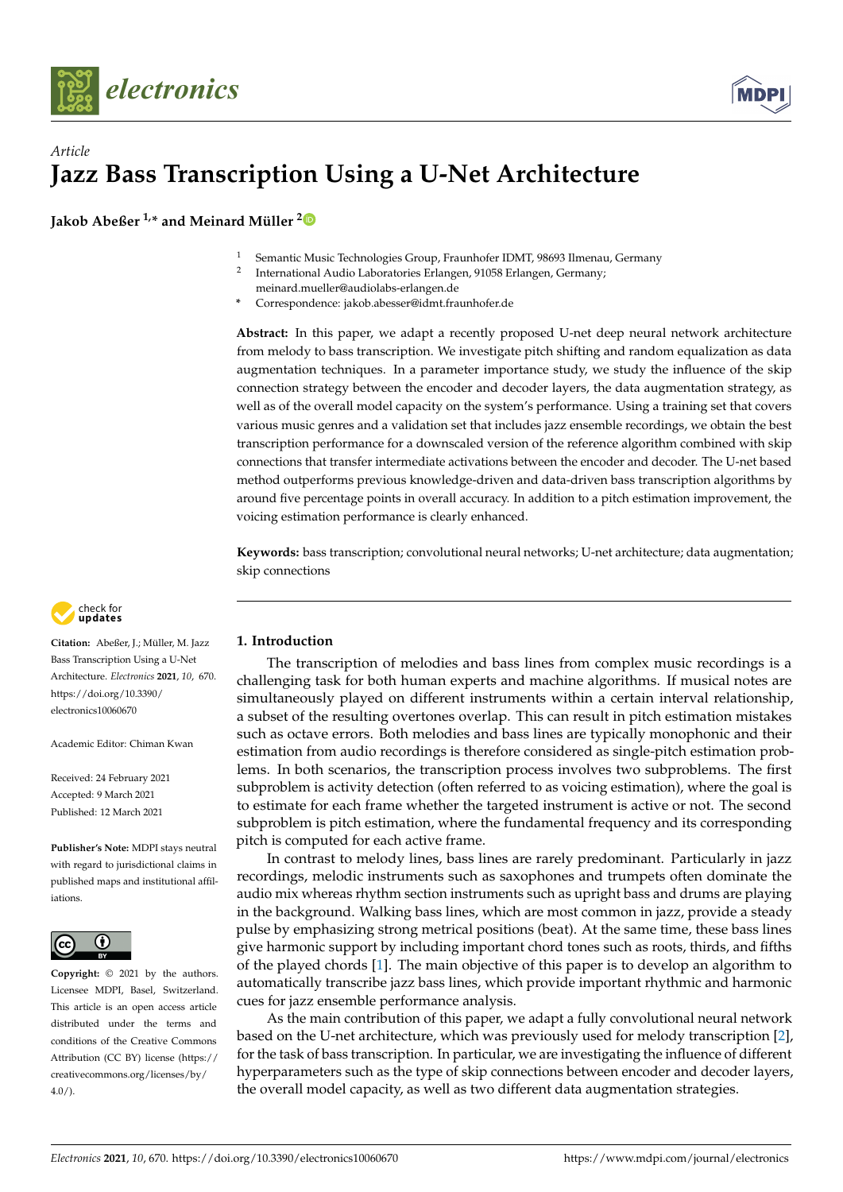*Article*

# Jazz Bass Transcription Using a U-Net Architecture

**Jakob Abeßer [1,*] and Meinard Müller [2]**

[1] Semantic Music Technologies Group, Fraunhofer IDMT, 98693 Ilmenau, Germany
[2] International Audio Laboratories Erlangen, 91058 Erlangen, Germany; meinard.mueller@audiolabs-erlangen.de
\* Correspondence: jakob.abesser@idmt.fraunhofer.de

**Abstract:** In this paper, we adapt a recently proposed U-net deep neural network architecture from melody to bass transcription. We investigate pitch shifting and random equalization as data augmentation techniques. In a parameter importance study, we study the influence of the skip connection strategy between the encoder and decoder layers, the data augmentation strategy, as well as of the overall model capacity on the system's performance. Using a training set that covers various music genres and a validation set that includes jazz ensemble recordings, we obtain the best transcription performance for a downscaled version of the reference algorithm combined with skip connections that transfer intermediate activations between the encoder and decoder. The U-net based method outperforms previous knowledge-driven and data-driven bass transcription algorithms by around five percentage points in overall accuracy. In addition to a pitch estimation improvement, the voicing estimation performance is clearly enhanced.

**Keywords:** bass transcription; convolutional neural networks; U-net architecture; data augmentation; skip connections

**Citation:** Abeßer, J.; Müller, M. Jazz Bass Transcription Using a U-Net Architecture. *Electronics* **2021**, *10*, 670. https://doi.org/10.3390/electronics10060670

Academic Editor: Chiman Kwan

Received: 24 February 2021
Accepted: 9 March 2021
Published: 12 March 2021

**Publisher's Note:** MDPI stays neutral with regard to jurisdictional claims in published maps and institutional affiliations.

**Copyright:** © 2021 by the authors. Licensee MDPI, Basel, Switzerland. This article is an open access article distributed under the terms and conditions of the Creative Commons Attribution (CC BY) license (https://creativecommons.org/licenses/by/4.0/).

## 1. Introduction

The transcription of melodies and bass lines from complex music recordings is a challenging task for both human experts and machine algorithms. If musical notes are simultaneously played on different instruments within a certain interval relationship, a subset of the resulting overtones overlap. This can result in pitch estimation mistakes such as octave errors. Both melodies and bass lines are typically monophonic and their estimation from audio recordings is therefore considered as single-pitch estimation problems. In both scenarios, the transcription process involves two subproblems. The first subproblem is activity detection (often referred to as voicing estimation), where the goal is to estimate for each frame whether the targeted instrument is active or not. The second subproblem is pitch estimation, where the fundamental frequency and its corresponding pitch is computed for each active frame.

In contrast to melody lines, bass lines are rarely predominant. Particularly in jazz recordings, melodic instruments such as saxophones and trumpets often dominate the audio mix whereas rhythm section instruments such as upright bass and drums are playing in the background. Walking bass lines, which are most common in jazz, provide a steady pulse by emphasizing strong metrical positions (beat). At the same time, these bass lines give harmonic support by including important chord tones such as roots, thirds, and fifths of the played chords [1]. The main objective of this paper is to develop an algorithm to automatically transcribe jazz bass lines, which provide important rhythmic and harmonic cues for jazz ensemble performance analysis.

As the main contribution of this paper, we adapt a fully convolutional neural network based on the U-net architecture, which was previously used for melody transcription [2], for the task of bass transcription. In particular, we are investigating the influence of different hyperparameters such as the type of skip connections between encoder and decoder layers, the overall model capacity, as well as two different data augmentation strategies.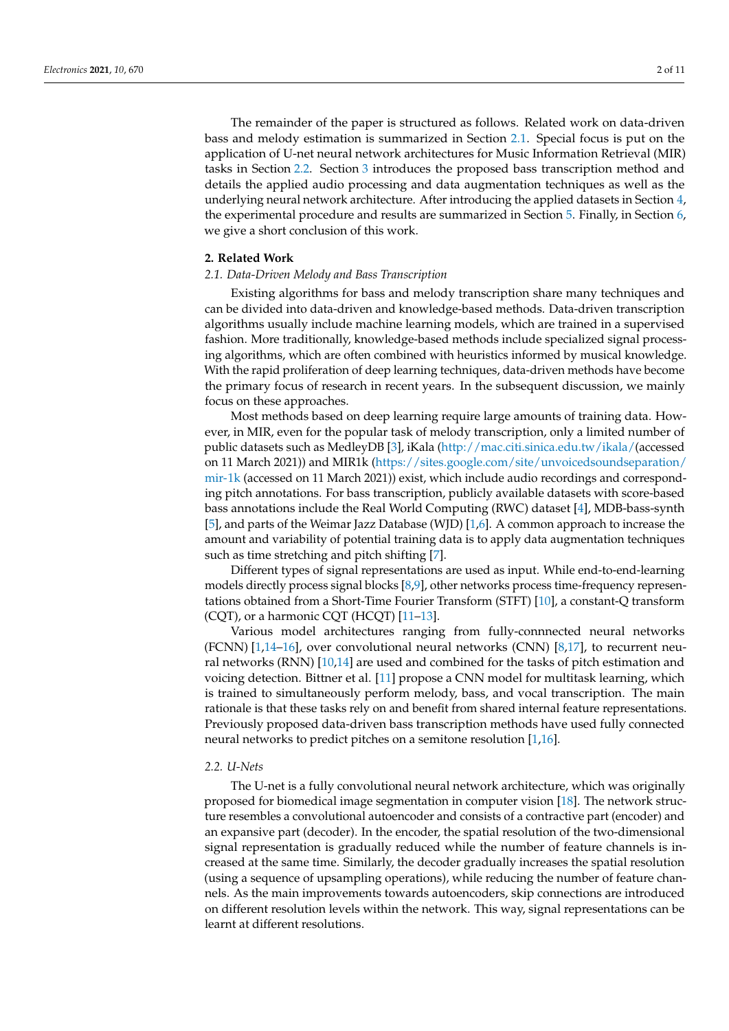The remainder of the paper is structured as follows. Related work on data-driven bass and melody estimation is summarized in Section 2.1. Special focus is put on the application of U-net neural network architectures for Music Information Retrieval (MIR) tasks in Section 2.2. Section 3 introduces the proposed bass transcription method and details the applied audio processing and data augmentation techniques as well as the underlying neural network architecture. After introducing the applied datasets in Section 4, the experimental procedure and results are summarized in Section 5. Finally, in Section 6, we give a short conclusion of this work.

## 2. Related Work

### 2.1. Data-Driven Melody and Bass Transcription

Existing algorithms for bass and melody transcription share many techniques and can be divided into data-driven and knowledge-based methods. Data-driven transcription algorithms usually include machine learning models, which are trained in a supervised fashion. More traditionally, knowledge-based methods include specialized signal processing algorithms, which are often combined with heuristics informed by musical knowledge. With the rapid proliferation of deep learning techniques, data-driven methods have become the primary focus of research in recent years. In the subsequent discussion, we mainly focus on these approaches.

Most methods based on deep learning require large amounts of training data. However, in MIR, even for the popular task of melody transcription, only a limited number of public datasets such as MedleyDB [3], iKala (http://mac.citi.sinica.edu.tw/ikala/(accessed on 11 March 2021)) and MIR1k (https://sites.google.com/site/unvoicedsoundseparation/mir-1k (accessed on 11 March 2021)) exist, which include audio recordings and corresponding pitch annotations. For bass transcription, publicly available datasets with score-based bass annotations include the Real World Computing (RWC) dataset [4], MDB-bass-synth [5], and parts of the Weimar Jazz Database (WJD) [1,6]. A common approach to increase the amount and variability of potential training data is to apply data augmentation techniques such as time stretching and pitch shifting [7].

Different types of signal representations are used as input. While end-to-end-learning models directly process signal blocks [8,9], other networks process time-frequency representations obtained from a Short-Time Fourier Transform (STFT) [10], a constant-Q transform (CQT), or a harmonic CQT (HCQT) [11–13].

Various model architectures ranging from fully-connnected neural networks (FCNN) [1,14–16], over convolutional neural networks (CNN) [8,17], to recurrent neural networks (RNN) [10,14] are used and combined for the tasks of pitch estimation and voicing detection. Bittner et al. [11] propose a CNN model for multitask learning, which is trained to simultaneously perform melody, bass, and vocal transcription. The main rationale is that these tasks rely on and benefit from shared internal feature representations. Previously proposed data-driven bass transcription methods have used fully connected neural networks to predict pitches on a semitone resolution [1,16].

### 2.2. U-Nets

The U-net is a fully convolutional neural network architecture, which was originally proposed for biomedical image segmentation in computer vision [18]. The network structure resembles a convolutional autoencoder and consists of a contractive part (encoder) and an expansive part (decoder). In the encoder, the spatial resolution of the two-dimensional signal representation is gradually reduced while the number of feature channels is increased at the same time. Similarly, the decoder gradually increases the spatial resolution (using a sequence of upsampling operations), while reducing the number of feature channels. As the main improvements towards autoencoders, skip connections are introduced on different resolution levels within the network. This way, signal representations can be learnt at different resolutions.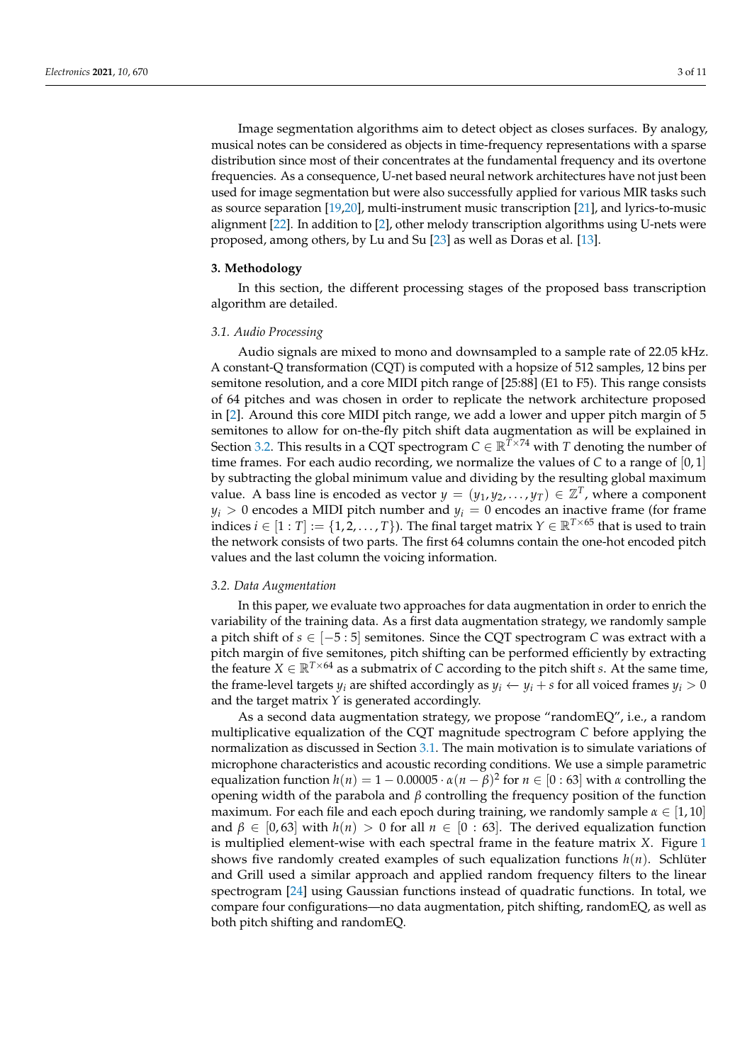Image segmentation algorithms aim to detect object as closes surfaces. By analogy, musical notes can be considered as objects in time-frequency representations with a sparse distribution since most of their concentrates at the fundamental frequency and its overtone frequencies. As a consequence, U-net based neural network architectures have not just been used for image segmentation but were also successfully applied for various MIR tasks such as source separation [19,20], multi-instrument music transcription [21], and lyrics-to-music alignment [22]. In addition to [2], other melody transcription algorithms using U-nets were proposed, among others, by Lu and Su [23] as well as Doras et al. [13].

## 3. Methodology

In this section, the different processing stages of the proposed bass transcription algorithm are detailed.

### *3.1. Audio Processing*

Audio signals are mixed to mono and downsampled to a sample rate of 22.05 kHz. A constant-Q transformation (CQT) is computed with a hopsize of 512 samples, 12 bins per semitone resolution, and a core MIDI pitch range of [25:88] (E1 to F5). This range consists of 64 pitches and was chosen in order to replicate the network architecture proposed in [2]. Around this core MIDI pitch range, we add a lower and upper pitch margin of 5 semitones to allow for on-the-fly pitch shift data augmentation as will be explained in Section 3.2. This results in a CQT spectrogram $C \in \mathbb{R}^{T \times 74}$ with $T$ denoting the number of time frames. For each audio recording, we normalize the values of $C$ to a range of $[0,1]$ by subtracting the global minimum value and dividing by the resulting global maximum value. A bass line is encoded as vector $y = (y_1, y_2, \ldots, y_T) \in \mathbb{Z}^T$, where a component $y_i > 0$ encodes a MIDI pitch number and $y_i = 0$ encodes an inactive frame (for frame indices $i \in [1:T] := \{1, 2, \ldots, T\}$). The final target matrix $Y \in \mathbb{R}^{T \times 65}$ that is used to train the network consists of two parts. The first 64 columns contain the one-hot encoded pitch values and the last column the voicing information.

### *3.2. Data Augmentation*

In this paper, we evaluate two approaches for data augmentation in order to enrich the variability of the training data. As a first data augmentation strategy, we randomly sample a pitch shift of $s \in [-5:5]$ semitones. Since the CQT spectrogram $C$ was extract with a pitch margin of five semitones, pitch shifting can be performed efficiently by extracting the feature $X \in \mathbb{R}^{T \times 64}$ as a submatrix of $C$ according to the pitch shift $s$. At the same time, the frame-level targets $y_i$ are shifted accordingly as $y_i \leftarrow y_i + s$ for all voiced frames $y_i > 0$ and the target matrix $Y$ is generated accordingly.

As a second data augmentation strategy, we propose "randomEQ", i.e., a random multiplicative equalization of the CQT magnitude spectrogram $C$ before applying the normalization as discussed in Section 3.1. The main motivation is to simulate variations of microphone characteristics and acoustic recording conditions. We use a simple parametric equalization function $h(n) = 1 - 0.00005 \cdot \alpha(n - \beta)^2$ for $n \in [0:63]$ with $\alpha$ controlling the opening width of the parabola and $\beta$ controlling the frequency position of the function maximum. For each file and each epoch during training, we randomly sample $\alpha \in [1, 10]$ and $\beta \in [0, 63]$ with $h(n) > 0$ for all $n \in [0:63]$. The derived equalization function is multiplied element-wise with each spectral frame in the feature matrix $X$. Figure 1 shows five randomly created examples of such equalization functions $h(n)$. Schlüter and Grill used a similar approach and applied random frequency filters to the linear spectrogram [24] using Gaussian functions instead of quadratic functions. In total, we compare four configurations—no data augmentation, pitch shifting, randomEQ, as well as both pitch shifting and randomEQ.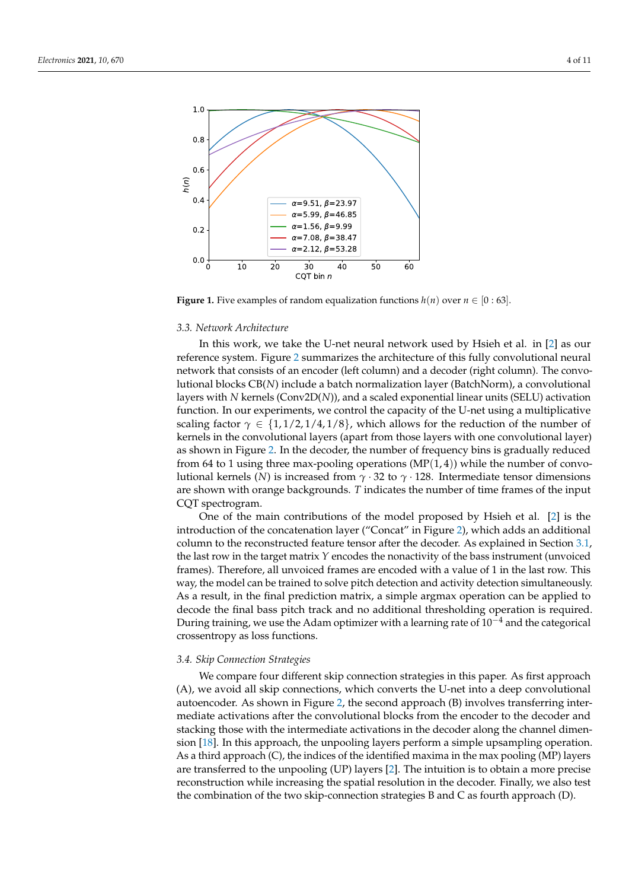**Figure 1.** Five examples of random equalization functions $h(n)$ over $n \in [0:63]$.

### 3.3. Network Architecture

In this work, we take the U-net neural network used by Hsieh et al. in [2] as our reference system. Figure 2 summarizes the architecture of this fully convolutional neural network that consists of an encoder (left column) and a decoder (right column). The convolutional blocks CB($N$) include a batch normalization layer (BatchNorm), a convolutional layers with $N$ kernels (Conv2D($N$)), and a scaled exponential linear units (SELU) activation function. In our experiments, we control the capacity of the U-net using a multiplicative scaling factor $\gamma \in \{1, 1/2, 1/4, 1/8\}$, which allows for the reduction of the number of kernels in the convolutional layers (apart from those layers with one convolutional layer) as shown in Figure 2. In the decoder, the number of frequency bins is gradually reduced from 64 to 1 using three max-pooling operations (MP$(1,4)$) while the number of convolutional kernels ($N$) is increased from $\gamma \cdot 32$ to $\gamma \cdot 128$. Intermediate tensor dimensions are shown with orange backgrounds. $T$ indicates the number of time frames of the input CQT spectrogram.

One of the main contributions of the model proposed by Hsieh et al. [2] is the introduction of the concatenation layer ("Concat" in Figure 2), which adds an additional column to the reconstructed feature tensor after the decoder. As explained in Section 3.1, the last row in the target matrix $Y$ encodes the nonactivity of the bass instrument (unvoiced frames). Therefore, all unvoiced frames are encoded with a value of 1 in the last row. This way, the model can be trained to solve pitch detection and activity detection simultaneously. As a result, in the final prediction matrix, a simple argmax operation can be applied to decode the final bass pitch track and no additional thresholding operation is required. During training, we use the Adam optimizer with a learning rate of $10^{-4}$ and the categorical crossentropy as loss functions.

### 3.4. Skip Connection Strategies

We compare four different skip connection strategies in this paper. As first approach (A), we avoid all skip connections, which converts the U-net into a deep convolutional autoencoder. As shown in Figure 2, the second approach (B) involves transferring intermediate activations after the convolutional blocks from the encoder to the decoder and stacking those with the intermediate activations in the decoder along the channel dimension [18]. In this approach, the unpooling layers perform a simple upsampling operation. As a third approach (C), the indices of the identified maxima in the max pooling (MP) layers are transferred to the unpooling (UP) layers [2]. The intuition is to obtain a more precise reconstruction while increasing the spatial resolution in the decoder. Finally, we also test the combination of the two skip-connection strategies B and C as fourth approach (D).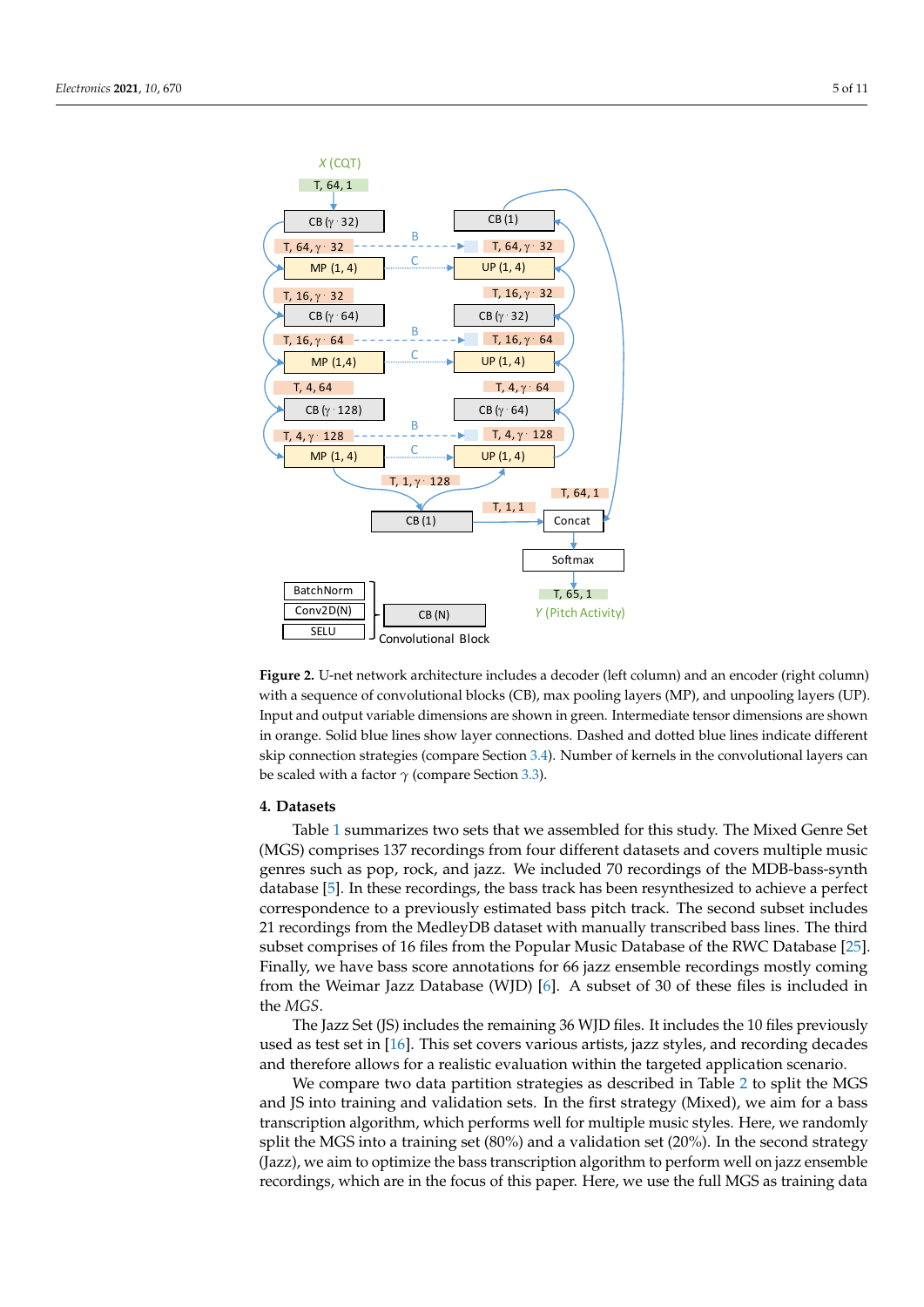**Figure 2.** U-net network architecture includes a decoder (left column) and an encoder (right column) with a sequence of convolutional blocks (CB), max pooling layers (MP), and unpooling layers (UP). Input and output variable dimensions are shown in green. Intermediate tensor dimensions are shown in orange. Solid blue lines show layer connections. Dashed and dotted blue lines indicate different skip connection strategies (compare Section 3.4). Number of kernels in the convolutional layers can be scaled with a factor $\gamma$ (compare Section 3.3).

## 4. Datasets

Table 1 summarizes two sets that we assembled for this study. The Mixed Genre Set (MGS) comprises 137 recordings from four different datasets and covers multiple music genres such as pop, rock, and jazz. We included 70 recordings of the MDB-bass-synth database [5]. In these recordings, the bass track has been resynthesized to achieve a perfect correspondence to a previously estimated bass pitch track. The second subset includes 21 recordings from the MedleyDB dataset with manually transcribed bass lines. The third subset comprises of 16 files from the Popular Music Database of the RWC Database [25]. Finally, we have bass score annotations for 66 jazz ensemble recordings mostly coming from the Weimar Jazz Database (WJD) [6]. A subset of 30 of these files is included in the *MGS*.

The Jazz Set (JS) includes the remaining 36 WJD files. It includes the 10 files previously used as test set in [16]. This set covers various artists, jazz styles, and recording decades and therefore allows for a realistic evaluation within the targeted application scenario.

We compare two data partition strategies as described in Table 2 to split the MGS and JS into training and validation sets. In the first strategy (Mixed), we aim for a bass transcription algorithm, which performs well for multiple music styles. Here, we randomly split the MGS into a training set (80%) and a validation set (20%). In the second strategy (Jazz), we aim to optimize the bass transcription algorithm to perform well on jazz ensemble recordings, which are in the focus of this paper. Here, we use the full MGS as training data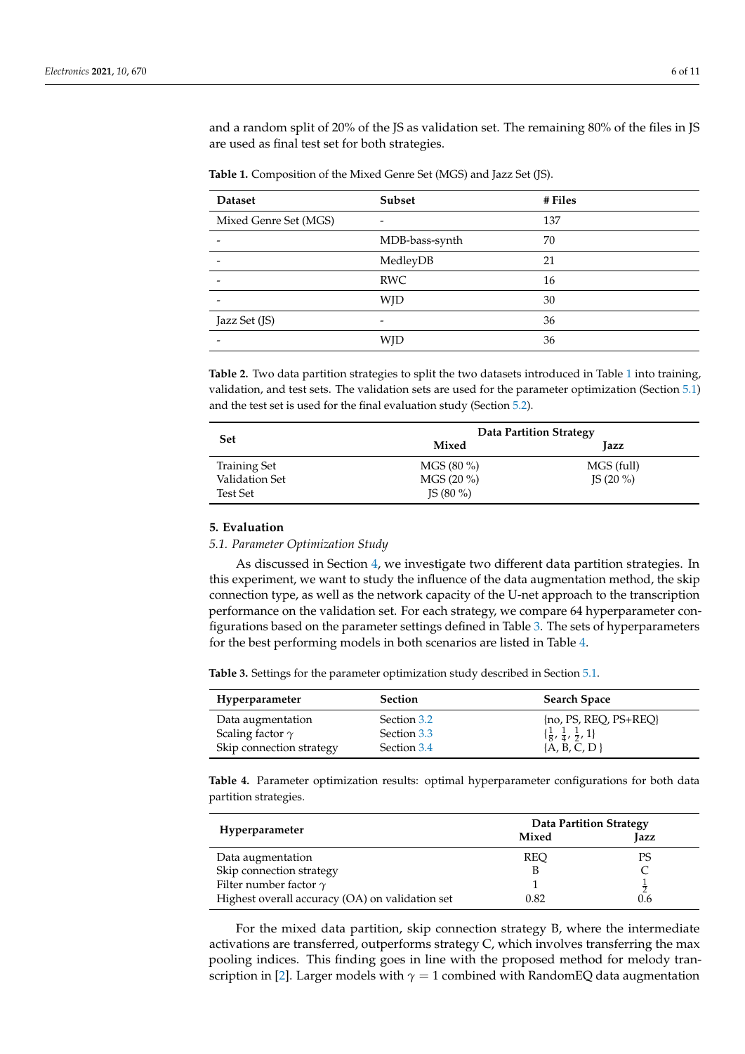and a random split of 20% of the JS as validation set. The remaining 80% of the files in JS are used as final test set for both strategies.

**Table 1.** Composition of the Mixed Genre Set (MGS) and Jazz Set (JS).

| Dataset | Subset | # Files |
|---|---|---|
| Mixed Genre Set (MGS) | - | 137 |
| - | MDB-bass-synth | 70 |
| - | MedleyDB | 21 |
| - | RWC | 16 |
| - | WJD | 30 |
| Jazz Set (JS) | - | 36 |
| - | WJD | 36 |

**Table 2.** Two data partition strategies to split the two datasets introduced in Table 1 into training, validation, and test sets. The validation sets are used for the parameter optimization (Section 5.1) and the test set is used for the final evaluation study (Section 5.2).

| Set | Data Partition Strategy | |
|---|---|---|
| | Mixed | Jazz |
| Training Set | MGS (80 %) | MGS (full) |
| Validation Set | MGS (20 %) | JS (20 %) |
| Test Set | JS (80 %) | |

## 5. Evaluation

### *5.1. Parameter Optimization Study*

As discussed in Section 4, we investigate two different data partition strategies. In this experiment, we want to study the influence of the data augmentation method, the skip connection type, as well as the network capacity of the U-net approach to the transcription performance on the validation set. For each strategy, we compare 64 hyperparameter configurations based on the parameter settings defined in Table 3. The sets of hyperparameters for the best performing models in both scenarios are listed in Table 4.

**Table 3.** Settings for the parameter optimization study described in Section 5.1.

| Hyperparameter | Section | Search Space |
|---|---|---|
| Data augmentation | Section 3.2 | {no, PS, REQ, PS+REQ} |
| Scaling factor $\gamma$ | Section 3.3 | $\{\frac{1}{8}, \frac{1}{4}, \frac{1}{2}, 1\}$ |
| Skip connection strategy | Section 3.4 | {A, B, C, D } |

**Table 4.** Parameter optimization results: optimal hyperparameter configurations for both data partition strategies.

| Hyperparameter | Data Partition Strategy | |
|---|---|---|
| | Mixed | Jazz |
| Data augmentation | REQ | PS |
| Skip connection strategy | B | C |
| Filter number factor $\gamma$ | 1 | $\frac{1}{2}$ |
| Highest overall accuracy (OA) on validation set | 0.82 | 0.6 |

For the mixed data partition, skip connection strategy B, where the intermediate activations are transferred, outperforms strategy C, which involves transferring the max pooling indices. This finding goes in line with the proposed method for melody transcription in [2]. Larger models with $\gamma = 1$ combined with RandomEQ data augmentation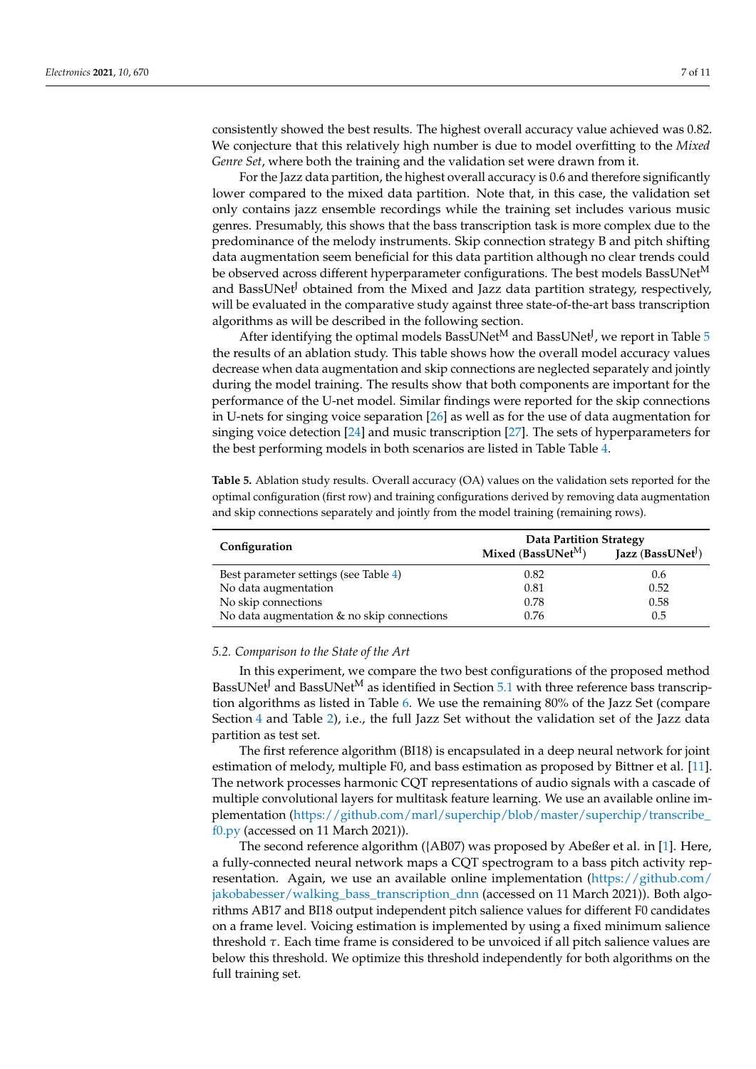consistently showed the best results. The highest overall accuracy value achieved was 0.82. We conjecture that this relatively high number is due to model overfitting to the *Mixed Genre Set*, where both the training and the validation set were drawn from it.

For the Jazz data partition, the highest overall accuracy is 0.6 and therefore significantly lower compared to the mixed data partition. Note that, in this case, the validation set only contains jazz ensemble recordings while the training set includes various music genres. Presumably, this shows that the bass transcription task is more complex due to the predominance of the melody instruments. Skip connection strategy B and pitch shifting data augmentation seem beneficial for this data partition although no clear trends could be observed across different hyperparameter configurations. The best models BassUNet$^{M}$ and BassUNet$^{J}$ obtained from the Mixed and Jazz data partition strategy, respectively, will be evaluated in the comparative study against three state-of-the-art bass transcription algorithms as will be described in the following section.

After identifying the optimal models BassUNet$^{M}$ and BassUNet$^{J}$, we report in Table 5 the results of an ablation study. This table shows how the overall model accuracy values decrease when data augmentation and skip connections are neglected separately and jointly during the model training. The results show that both components are important for the performance of the U-net model. Similar findings were reported for the skip connections in U-nets for singing voice separation [26] as well as for the use of data augmentation for singing voice detection [24] and music transcription [27]. The sets of hyperparameters for the best performing models in both scenarios are listed in Table Table 4.

**Table 5.** Ablation study results. Overall accuracy (OA) values on the validation sets reported for the optimal configuration (first row) and training configurations derived by removing data augmentation and skip connections separately and jointly from the model training (remaining rows).

| Configuration | Data Partition Strategy | |
|---|---|---|
| | **Mixed (BassUNet$^{M}$)** | **Jazz (BassUNet$^{J}$)** |
| Best parameter settings (see Table 4) | 0.82 | 0.6 |
| No data augmentation | 0.81 | 0.52 |
| No skip connections | 0.78 | 0.58 |
| No data augmentation & no skip connections | 0.76 | 0.5 |

### 5.2. Comparison to the State of the Art

In this experiment, we compare the two best configurations of the proposed method BassUNet$^{J}$ and BassUNet$^{M}$ as identified in Section 5.1 with three reference bass transcription algorithms as listed in Table 6. We use the remaining 80% of the Jazz Set (compare Section 4 and Table 2), i.e., the full Jazz Set without the validation set of the Jazz data partition as test set.

The first reference algorithm (BI18) is encapsulated in a deep neural network for joint estimation of melody, multiple F0, and bass estimation as proposed by Bittner et al. [11]. The network processes harmonic CQT representations of audio signals with a cascade of multiple convolutional layers for multitask feature learning. We use an available online implementation (https://github.com/marl/superchip/blob/master/superchip/transcribe_f0.py (accessed on 11 March 2021)).

The second reference algorithm ({AB07) was proposed by Abeßer et al. in [1]. Here, a fully-connected neural network maps a CQT spectrogram to a bass pitch activity representation. Again, we use an available online implementation (https://github.com/jakobabesser/walking_bass_transcription_dnn (accessed on 11 March 2021)). Both algorithms AB17 and BI18 output independent pitch salience values for different F0 candidates on a frame level. Voicing estimation is implemented by using a fixed minimum salience threshold $\tau$. Each time frame is considered to be unvoiced if all pitch salience values are below this threshold. We optimize this threshold independently for both algorithms on the full training set.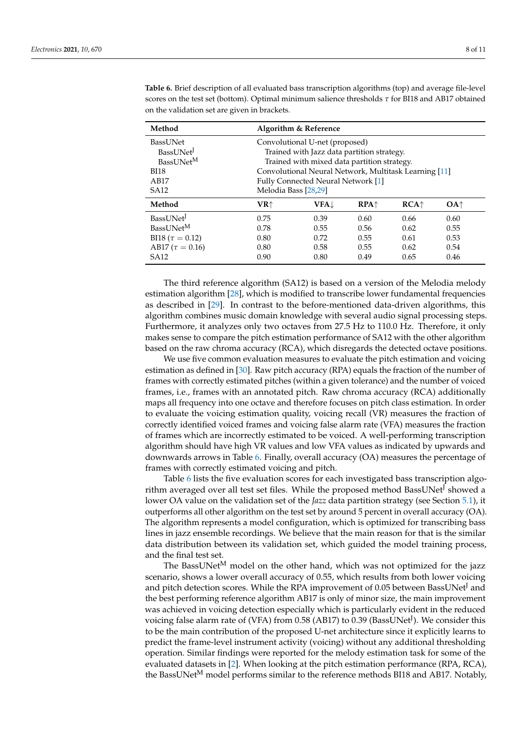**Table 6.** Brief description of all evaluated bass transcription algorithms (top) and average file-level scores on the test set (bottom). Optimal minimum salience thresholds $\tau$ for BI18 and AB17 obtained on the validation set are given in brackets.

| Method | Algorithm & Reference |
|---|---|
| BassUNet | Convolutional U-net (proposed) |
| BassUNet$^J$ | Trained with Jazz data partition strategy. |
| BassUNet$^M$ | Trained with mixed data partition strategy. |
| BI18 | Convolutional Neural Network, Multitask Learning [11] |
| AB17 | Fully Connected Neural Network [1] |
| SA12 | Melodia Bass [28,29] |

| Method | VR↑ | VFA↓ | RPA↑ | RCA↑ | OA↑ |
|---|---|---|---|---|---|
| BassUNet$^J$ | 0.75 | 0.39 | 0.60 | 0.66 | 0.60 |
| BassUNet$^M$ | 0.78 | 0.55 | 0.56 | 0.62 | 0.55 |
| BI18 ($\tau = 0.12$) | 0.80 | 0.72 | 0.55 | 0.61 | 0.53 |
| AB17 ($\tau = 0.16$) | 0.80 | 0.58 | 0.55 | 0.62 | 0.54 |
| SA12 | 0.90 | 0.80 | 0.49 | 0.65 | 0.46 |

The third reference algorithm (SA12) is based on a version of the Melodia melody estimation algorithm [28], which is modified to transcribe lower fundamental frequencies as described in [29]. In contrast to the before-mentioned data-driven algorithms, this algorithm combines music domain knowledge with several audio signal processing steps. Furthermore, it analyzes only two octaves from 27.5 Hz to 110.0 Hz. Therefore, it only makes sense to compare the pitch estimation performance of SA12 with the other algorithm based on the raw chroma accuracy (RCA), which disregards the detected octave positions.

We use five common evaluation measures to evaluate the pitch estimation and voicing estimation as defined in [30]. Raw pitch accuracy (RPA) equals the fraction of the number of frames with correctly estimated pitches (within a given tolerance) and the number of voiced frames, i.e., frames with an annotated pitch. Raw chroma accuracy (RCA) additionally maps all frequency into one octave and therefore focuses on pitch class estimation. In order to evaluate the voicing estimation quality, voicing recall (VR) measures the fraction of correctly identified voiced frames and voicing false alarm rate (VFA) measures the fraction of frames which are incorrectly estimated to be voiced. A well-performing transcription algorithm should have high VR values and low VFA values as indicated by upwards and downwards arrows in Table 6. Finally, overall accuracy (OA) measures the percentage of frames with correctly estimated voicing and pitch.

Table 6 lists the five evaluation scores for each investigated bass transcription algorithm averaged over all test set files. While the proposed method BassUNet$^J$ showed a lower OA value on the validation set of the *Jazz* data partition strategy (see Section 5.1), it outperforms all other algorithm on the test set by around 5 percent in overall accuracy (OA). The algorithm represents a model configuration, which is optimized for transcribing bass lines in jazz ensemble recordings. We believe that the main reason for that is the similar data distribution between its validation set, which guided the model training process, and the final test set.

The BassUNet$^M$ model on the other hand, which was not optimized for the jazz scenario, shows a lower overall accuracy of 0.55, which results from both lower voicing and pitch detection scores. While the RPA improvement of 0.05 between BassUNet$^J$ and the best performing reference algorithm AB17 is only of minor size, the main improvement was achieved in voicing detection especially which is particularly evident in the reduced voicing false alarm rate of (VFA) from 0.58 (AB17) to 0.39 (BassUNet$^J$). We consider this to be the main contribution of the proposed U-net architecture since it explicitly learns to predict the frame-level instrument activity (voicing) without any additional thresholding operation. Similar findings were reported for the melody estimation task for some of the evaluated datasets in [2]. When looking at the pitch estimation performance (RPA, RCA), the BassUNet$^M$ model performs similar to the reference methods BI18 and AB17. Notably,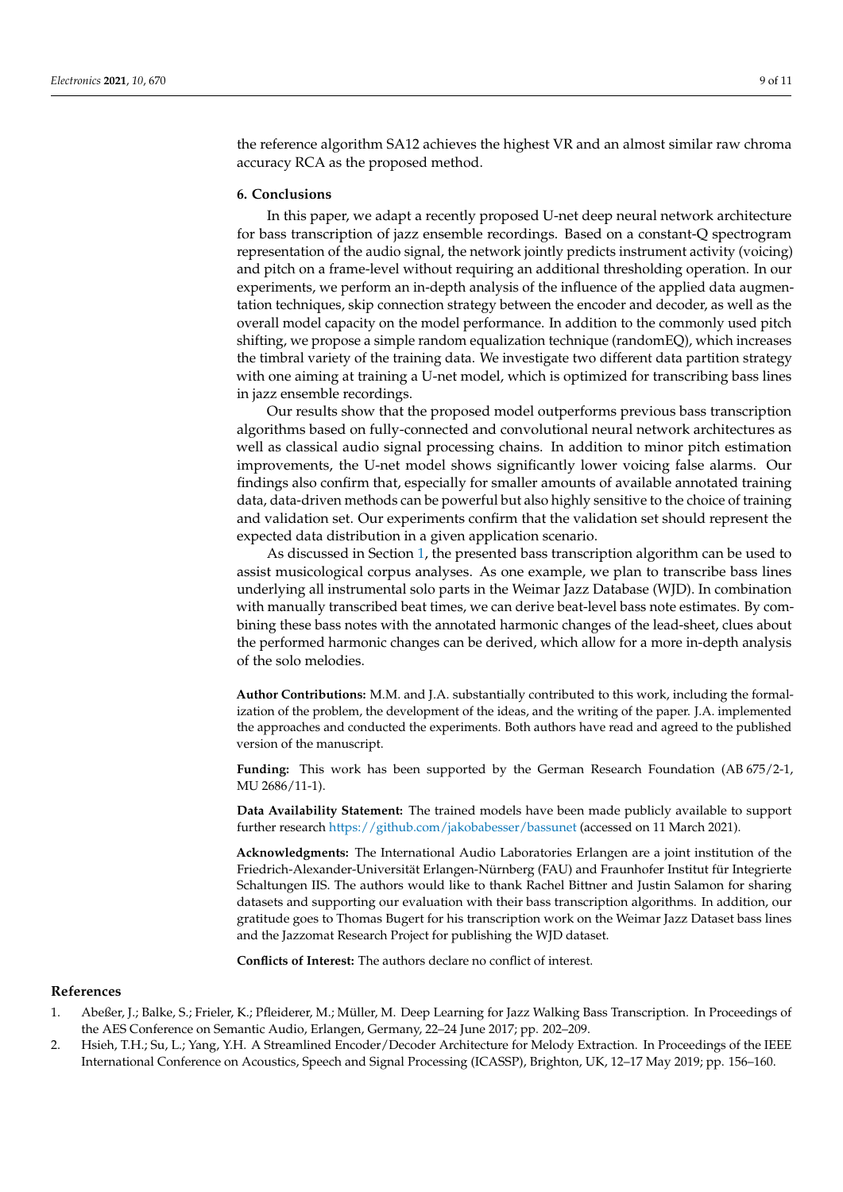the reference algorithm SA12 achieves the highest VR and an almost similar raw chroma accuracy RCA as the proposed method.

## 6. Conclusions

In this paper, we adapt a recently proposed U-net deep neural network architecture for bass transcription of jazz ensemble recordings. Based on a constant-Q spectrogram representation of the audio signal, the network jointly predicts instrument activity (voicing) and pitch on a frame-level without requiring an additional thresholding operation. In our experiments, we perform an in-depth analysis of the influence of the applied data augmentation techniques, skip connection strategy between the encoder and decoder, as well as the overall model capacity on the model performance. In addition to the commonly used pitch shifting, we propose a simple random equalization technique (randomEQ), which increases the timbral variety of the training data. We investigate two different data partition strategy with one aiming at training a U-net model, which is optimized for transcribing bass lines in jazz ensemble recordings.

Our results show that the proposed model outperforms previous bass transcription algorithms based on fully-connected and convolutional neural network architectures as well as classical audio signal processing chains. In addition to minor pitch estimation improvements, the U-net model shows significantly lower voicing false alarms. Our findings also confirm that, especially for smaller amounts of available annotated training data, data-driven methods can be powerful but also highly sensitive to the choice of training and validation set. Our experiments confirm that the validation set should represent the expected data distribution in a given application scenario.

As discussed in Section 1, the presented bass transcription algorithm can be used to assist musicological corpus analyses. As one example, we plan to transcribe bass lines underlying all instrumental solo parts in the Weimar Jazz Database (WJD). In combination with manually transcribed beat times, we can derive beat-level bass note estimates. By combining these bass notes with the annotated harmonic changes of the lead-sheet, clues about the performed harmonic changes can be derived, which allow for a more in-depth analysis of the solo melodies.

**Author Contributions:** M.M. and J.A. substantially contributed to this work, including the formalization of the problem, the development of the ideas, and the writing of the paper. J.A. implemented the approaches and conducted the experiments. Both authors have read and agreed to the published version of the manuscript.

**Funding:** This work has been supported by the German Research Foundation (AB 675/2-1, MU 2686/11-1).

**Data Availability Statement:** The trained models have been made publicly available to support further research https://github.com/jakobabesser/bassunet (accessed on 11 March 2021).

**Acknowledgments:** The International Audio Laboratories Erlangen are a joint institution of the Friedrich-Alexander-Universität Erlangen-Nürnberg (FAU) and Fraunhofer Institut für Integrierte Schaltungen IIS. The authors would like to thank Rachel Bittner and Justin Salamon for sharing datasets and supporting our evaluation with their bass transcription algorithms. In addition, our gratitude goes to Thomas Bugert for his transcription work on the Weimar Jazz Dataset bass lines and the Jazzomat Research Project for publishing the WJD dataset.

**Conflicts of Interest:** The authors declare no conflict of interest.

## References

1. Abeßer, J.; Balke, S.; Frieler, K.; Pfleiderer, M.; Müller, M. Deep Learning for Jazz Walking Bass Transcription. In Proceedings of the AES Conference on Semantic Audio, Erlangen, Germany, 22–24 June 2017; pp. 202–209.
2. Hsieh, T.H.; Su, L.; Yang, Y.H. A Streamlined Encoder/Decoder Architecture for Melody Extraction. In Proceedings of the IEEE International Conference on Acoustics, Speech and Signal Processing (ICASSP), Brighton, UK, 12–17 May 2019; pp. 156–160.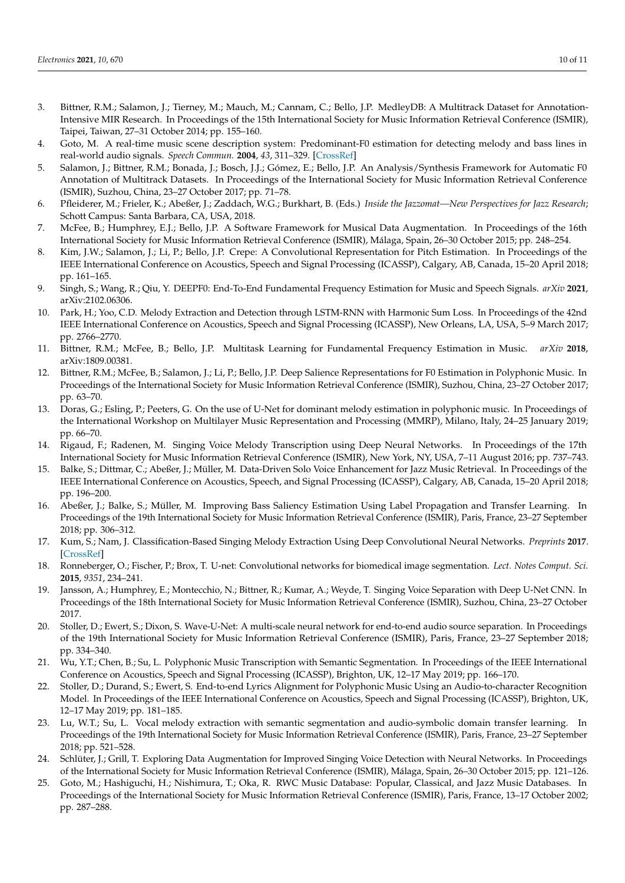3. Bittner, R.M.; Salamon, J.; Tierney, M.; Mauch, M.; Cannam, C.; Bello, J.P. MedleyDB: A Multitrack Dataset for Annotation-Intensive MIR Research. In Proceedings of the 15th International Society for Music Information Retrieval Conference (ISMIR), Taipei, Taiwan, 27–31 October 2014; pp. 155–160.
4. Goto, M. A real-time music scene description system: Predominant-F0 estimation for detecting melody and bass lines in real-world audio signals. *Speech Commun.* **2004**, *43*, 311–329. [CrossRef]
5. Salamon, J.; Bittner, R.M.; Bonada, J.; Bosch, J.J.; Gómez, E.; Bello, J.P. An Analysis/Synthesis Framework for Automatic F0 Annotation of Multitrack Datasets. In Proceedings of the International Society for Music Information Retrieval Conference (ISMIR), Suzhou, China, 23–27 October 2017; pp. 71–78.
6. Pfleiderer, M.; Frieler, K.; Abeßer, J.; Zaddach, W.G.; Burkhart, B. (Eds.) *Inside the Jazzomat—New Perspectives for Jazz Research*; Schott Campus: Santa Barbara, CA, USA, 2018.
7. McFee, B.; Humphrey, E.J.; Bello, J.P. A Software Framework for Musical Data Augmentation. In Proceedings of the 16th International Society for Music Information Retrieval Conference (ISMIR), Málaga, Spain, 26–30 October 2015; pp. 248–254.
8. Kim, J.W.; Salamon, J.; Li, P.; Bello, J.P. Crepe: A Convolutional Representation for Pitch Estimation. In Proceedings of the IEEE International Conference on Acoustics, Speech and Signal Processing (ICASSP), Calgary, AB, Canada, 15–20 April 2018; pp. 161–165.
9. Singh, S.; Wang, R.; Qiu, Y. DEEPF0: End-To-End Fundamental Frequency Estimation for Music and Speech Signals. *arXiv* **2021**, arXiv:2102.06306.
10. Park, H.; Yoo, C.D. Melody Extraction and Detection through LSTM-RNN with Harmonic Sum Loss. In Proceedings of the 42nd IEEE International Conference on Acoustics, Speech and Signal Processing (ICASSP), New Orleans, LA, USA, 5–9 March 2017; pp. 2766–2770.
11. Bittner, R.M.; McFee, B.; Bello, J.P. Multitask Learning for Fundamental Frequency Estimation in Music. *arXiv* **2018**, arXiv:1809.00381.
12. Bittner, R.M.; McFee, B.; Salamon, J.; Li, P.; Bello, J.P. Deep Salience Representations for F0 Estimation in Polyphonic Music. In Proceedings of the International Society for Music Information Retrieval Conference (ISMIR), Suzhou, China, 23–27 October 2017; pp. 63–70.
13. Doras, G.; Esling, P.; Peeters, G. On the use of U-Net for dominant melody estimation in polyphonic music. In Proceedings of the International Workshop on Multilayer Music Representation and Processing (MMRP), Milano, Italy, 24–25 January 2019; pp. 66–70.
14. Rigaud, F.; Radenen, M. Singing Voice Melody Transcription using Deep Neural Networks. In Proceedings of the 17th International Society for Music Information Retrieval Conference (ISMIR), New York, NY, USA, 7–11 August 2016; pp. 737–743.
15. Balke, S.; Dittmar, C.; Abeßer, J.; Müller, M. Data-Driven Solo Voice Enhancement for Jazz Music Retrieval. In Proceedings of the IEEE International Conference on Acoustics, Speech, and Signal Processing (ICASSP), Calgary, AB, Canada, 15–20 April 2018; pp. 196–200.
16. Abeßer, J.; Balke, S.; Müller, M. Improving Bass Saliency Estimation Using Label Propagation and Transfer Learning. In Proceedings of the 19th International Society for Music Information Retrieval Conference (ISMIR), Paris, France, 23–27 September 2018; pp. 306–312.
17. Kum, S.; Nam, J. Classification-Based Singing Melody Extraction Using Deep Convolutional Neural Networks. *Preprints* **2017**. [CrossRef]
18. Ronneberger, O.; Fischer, P.; Brox, T. U-net: Convolutional networks for biomedical image segmentation. *Lect. Notes Comput. Sci.* **2015**, *9351*, 234–241.
19. Jansson, A.; Humphrey, E.; Montecchio, N.; Bittner, R.; Kumar, A.; Weyde, T. Singing Voice Separation with Deep U-Net CNN. In Proceedings of the 18th International Society for Music Information Retrieval Conference (ISMIR), Suzhou, China, 23–27 October 2017.
20. Stoller, D.; Ewert, S.; Dixon, S. Wave-U-Net: A multi-scale neural network for end-to-end audio source separation. In Proceedings of the 19th International Society for Music Information Retrieval Conference (ISMIR), Paris, France, 23–27 September 2018; pp. 334–340.
21. Wu, Y.T.; Chen, B.; Su, L. Polyphonic Music Transcription with Semantic Segmentation. In Proceedings of the IEEE International Conference on Acoustics, Speech and Signal Processing (ICASSP), Brighton, UK, 12–17 May 2019; pp. 166–170.
22. Stoller, D.; Durand, S.; Ewert, S. End-to-end Lyrics Alignment for Polyphonic Music Using an Audio-to-character Recognition Model. In Proceedings of the IEEE International Conference on Acoustics, Speech and Signal Processing (ICASSP), Brighton, UK, 12–17 May 2019; pp. 181–185.
23. Lu, W.T.; Su, L. Vocal melody extraction with semantic segmentation and audio-symbolic domain transfer learning. In Proceedings of the 19th International Society for Music Information Retrieval Conference (ISMIR), Paris, France, 23–27 September 2018; pp. 521–528.
24. Schlüter, J.; Grill, T. Exploring Data Augmentation for Improved Singing Voice Detection with Neural Networks. In Proceedings of the International Society for Music Information Retrieval Conference (ISMIR), Málaga, Spain, 26–30 October 2015; pp. 121–126.
25. Goto, M.; Hashiguchi, H.; Nishimura, T.; Oka, R. RWC Music Database: Popular, Classical, and Jazz Music Databases. In Proceedings of the International Society for Music Information Retrieval Conference (ISMIR), Paris, France, 13–17 October 2002; pp. 287–288.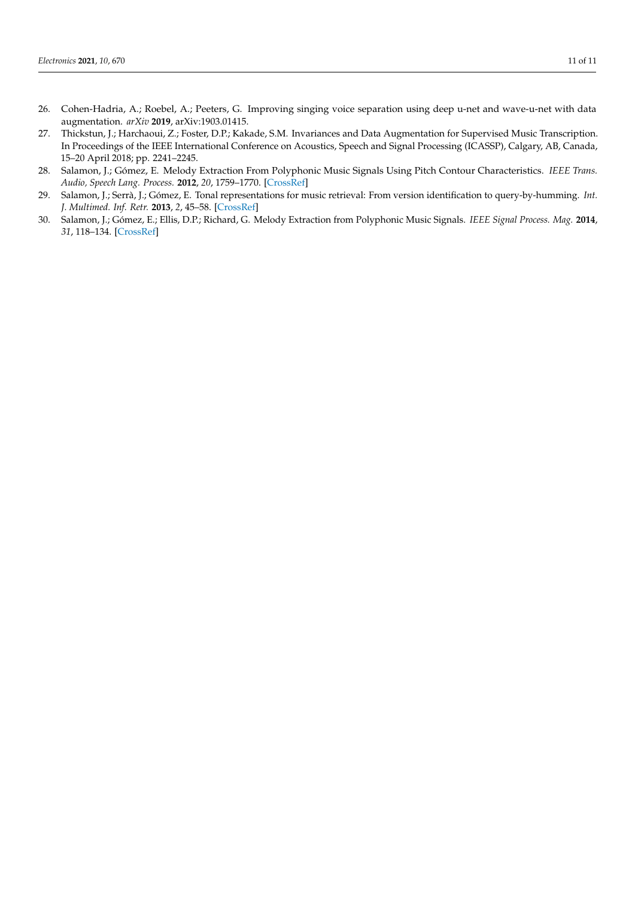26. Cohen-Hadria, A.; Roebel, A.; Peeters, G. Improving singing voice separation using deep u-net and wave-u-net with data augmentation. *arXiv* **2019**, arXiv:1903.01415.
27. Thickstun, J.; Harchaoui, Z.; Foster, D.P.; Kakade, S.M. Invariances and Data Augmentation for Supervised Music Transcription. In Proceedings of the IEEE International Conference on Acoustics, Speech and Signal Processing (ICASSP), Calgary, AB, Canada, 15–20 April 2018; pp. 2241–2245.
28. Salamon, J.; Gómez, E. Melody Extraction From Polyphonic Music Signals Using Pitch Contour Characteristics. *IEEE Trans. Audio, Speech Lang. Process.* **2012**, *20*, 1759–1770. [CrossRef]
29. Salamon, J.; Serrà, J.; Gómez, E. Tonal representations for music retrieval: From version identification to query-by-humming. *Int. J. Multimed. Inf. Retr.* **2013**, *2*, 45–58. [CrossRef]
30. Salamon, J.; Gómez, E.; Ellis, D.P.; Richard, G. Melody Extraction from Polyphonic Music Signals. *IEEE Signal Process. Mag.* **2014**, *31*, 118–134. [CrossRef]